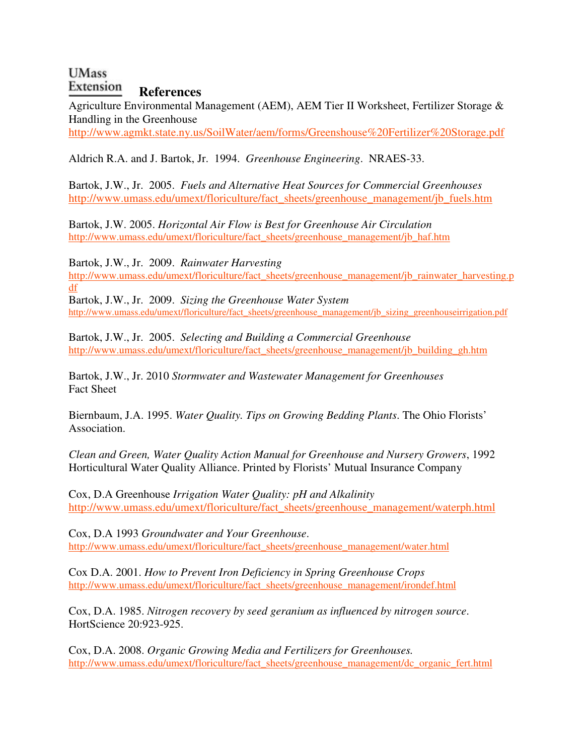UMass Extension

# References

Agriculture Environmental Management (AEM), AEM Tier II Worksheet, Fertilizer Storage & Handling in the Greenhouse
http://www.agmkt.state.ny.us/SoilWater/aem/forms/Greenshouse%20Fertilizer%20Storage.pdf

Aldrich R.A. and J. Bartok, Jr. 1994. *Greenhouse Engineering*. NRAES-33.

Bartok, J.W., Jr. 2005. *Fuels and Alternative Heat Sources for Commercial Greenhouses*
http://www.umass.edu/umext/floriculture/fact_sheets/greenhouse_management/jb_fuels.htm

Bartok, J.W. 2005. *Horizontal Air Flow is Best for Greenhouse Air Circulation*
http://www.umass.edu/umext/floriculture/fact_sheets/greenhouse_management/jb_haf.htm

Bartok, J.W., Jr. 2009. *Rainwater Harvesting*
http://www.umass.edu/umext/floriculture/fact_sheets/greenhouse_management/jb_rainwater_harvesting.pdf

Bartok, J.W., Jr. 2009. *Sizing the Greenhouse Water System*
http://www.umass.edu/umext/floriculture/fact_sheets/greenhouse_management/jb_sizing_greenhouseirrigation.pdf

Bartok, J.W., Jr. 2005. *Selecting and Building a Commercial Greenhouse*
http://www.umass.edu/umext/floriculture/fact_sheets/greenhouse_management/jb_building_gh.htm

Bartok, J.W., Jr. 2010 *Stormwater and Wastewater Management for Greenhouses* Fact Sheet

Biernbaum, J.A. 1995. *Water Quality. Tips on Growing Bedding Plants*. The Ohio Florists' Association.

*Clean and Green, Water Quality Action Manual for Greenhouse and Nursery Growers*, 1992 Horticultural Water Quality Alliance. Printed by Florists' Mutual Insurance Company

Cox, D.A Greenhouse *Irrigation Water Quality: pH and Alkalinity*
http://www.umass.edu/umext/floriculture/fact_sheets/greenhouse_management/waterph.html

Cox, D.A 1993 *Groundwater and Your Greenhouse*.
http://www.umass.edu/umext/floriculture/fact_sheets/greenhouse_management/water.html

Cox D.A. 2001. *How to Prevent Iron Deficiency in Spring Greenhouse Crops*
http://www.umass.edu/umext/floriculture/fact_sheets/greenhouse_management/irondef.html

Cox, D.A. 1985. *Nitrogen recovery by seed geranium as influenced by nitrogen source*. HortScience 20:923-925.

Cox, D.A. 2008. *Organic Growing Media and Fertilizers for Greenhouses.*
http://www.umass.edu/umext/floriculture/fact_sheets/greenhouse_management/dc_organic_fert.html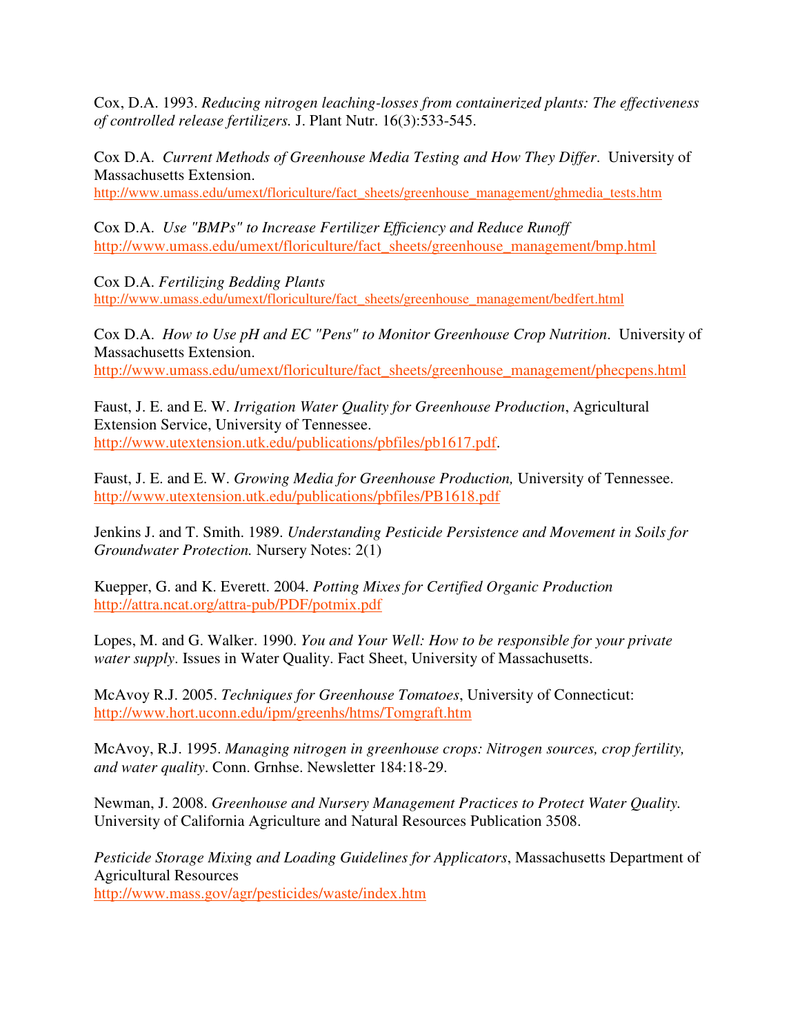Cox, D.A. 1993. *Reducing nitrogen leaching-losses from containerized plants: The effectiveness of controlled release fertilizers.* J. Plant Nutr. 16(3):533-545.

Cox D.A. *Current Methods of Greenhouse Media Testing and How They Differ*. University of Massachusetts Extension.
http://www.umass.edu/umext/floriculture/fact_sheets/greenhouse_management/ghmedia_tests.htm

Cox D.A. *Use "BMPs" to Increase Fertilizer Efficiency and Reduce Runoff*
http://www.umass.edu/umext/floriculture/fact_sheets/greenhouse_management/bmp.html

Cox D.A. *Fertilizing Bedding Plants*
http://www.umass.edu/umext/floriculture/fact_sheets/greenhouse_management/bedfert.html

Cox D.A. *How to Use pH and EC "Pens" to Monitor Greenhouse Crop Nutrition*. University of Massachusetts Extension.
http://www.umass.edu/umext/floriculture/fact_sheets/greenhouse_management/phecpens.html

Faust, J. E. and E. W. *Irrigation Water Quality for Greenhouse Production*, Agricultural Extension Service, University of Tennessee.
http://www.utextension.utk.edu/publications/pbfiles/pb1617.pdf.

Faust, J. E. and E. W. *Growing Media for Greenhouse Production,* University of Tennessee.
http://www.utextension.utk.edu/publications/pbfiles/PB1618.pdf

Jenkins J. and T. Smith. 1989. *Understanding Pesticide Persistence and Movement in Soils for Groundwater Protection.* Nursery Notes: 2(1)

Kuepper, G. and K. Everett. 2004. *Potting Mixes for Certified Organic Production*
http://attra.ncat.org/attra-pub/PDF/potmix.pdf

Lopes, M. and G. Walker. 1990. *You and Your Well: How to be responsible for your private water supply*. Issues in Water Quality. Fact Sheet, University of Massachusetts.

McAvoy R.J. 2005. *Techniques for Greenhouse Tomatoes*, University of Connecticut:
http://www.hort.uconn.edu/ipm/greenhs/htms/Tomgraft.htm

McAvoy, R.J. 1995. *Managing nitrogen in greenhouse crops: Nitrogen sources, crop fertility, and water quality*. Conn. Grnhse. Newsletter 184:18-29.

Newman, J. 2008. *Greenhouse and Nursery Management Practices to Protect Water Quality.* University of California Agriculture and Natural Resources Publication 3508.

*Pesticide Storage Mixing and Loading Guidelines for Applicators*, Massachusetts Department of Agricultural Resources
http://www.mass.gov/agr/pesticides/waste/index.htm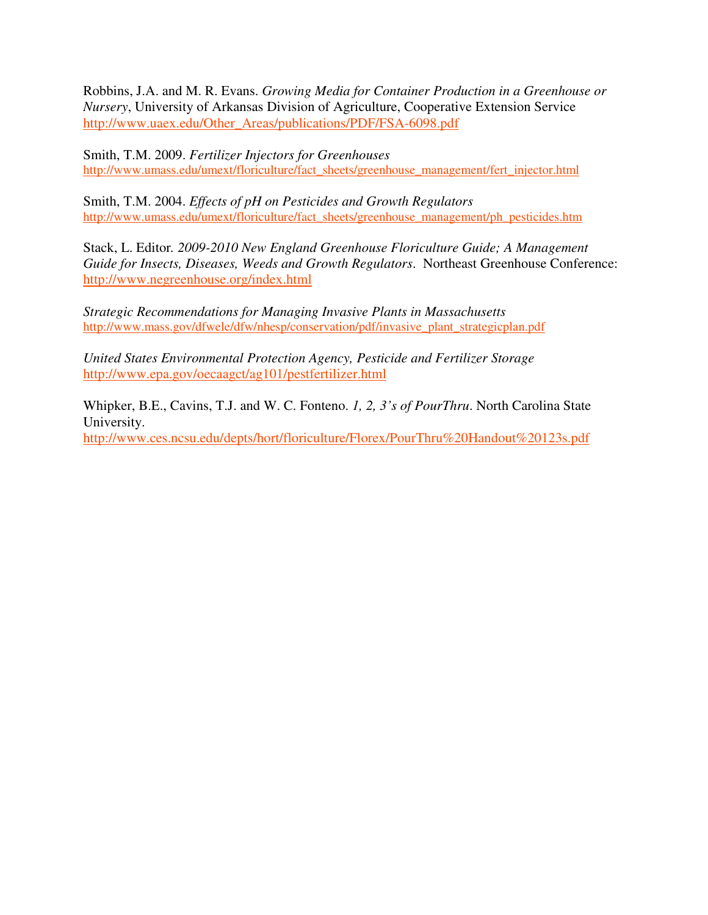Robbins, J.A. and M. R. Evans. *Growing Media for Container Production in a Greenhouse or Nursery*, University of Arkansas Division of Agriculture, Cooperative Extension Service
http://www.uaex.edu/Other_Areas/publications/PDF/FSA-6098.pdf

Smith, T.M. 2009. *Fertilizer Injectors for Greenhouses*
http://www.umass.edu/umext/floriculture/fact_sheets/greenhouse_management/fert_injector.html

Smith, T.M. 2004. *Effects of pH on Pesticides and Growth Regulators*
http://www.umass.edu/umext/floriculture/fact_sheets/greenhouse_management/ph_pesticides.htm

Stack, L. Editor. *2009-2010 New England Greenhouse Floriculture Guide; A Management Guide for Insects, Diseases, Weeds and Growth Regulators*. Northeast Greenhouse Conference:
http://www.negreenhouse.org/index.html

*Strategic Recommendations for Managing Invasive Plants in Massachusetts*
http://www.mass.gov/dfwele/dfw/nhesp/conservation/pdf/invasive_plant_strategicplan.pdf

*United States Environmental Protection Agency, Pesticide and Fertilizer Storage*
http://www.epa.gov/oecaagct/ag101/pestfertilizer.html

Whipker, B.E., Cavins, T.J. and W. C. Fonteno. *1, 2, 3's of PourThru*. North Carolina State University.
http://www.ces.ncsu.edu/depts/hort/floriculture/Florex/PourThru%20Handout%20123s.pdf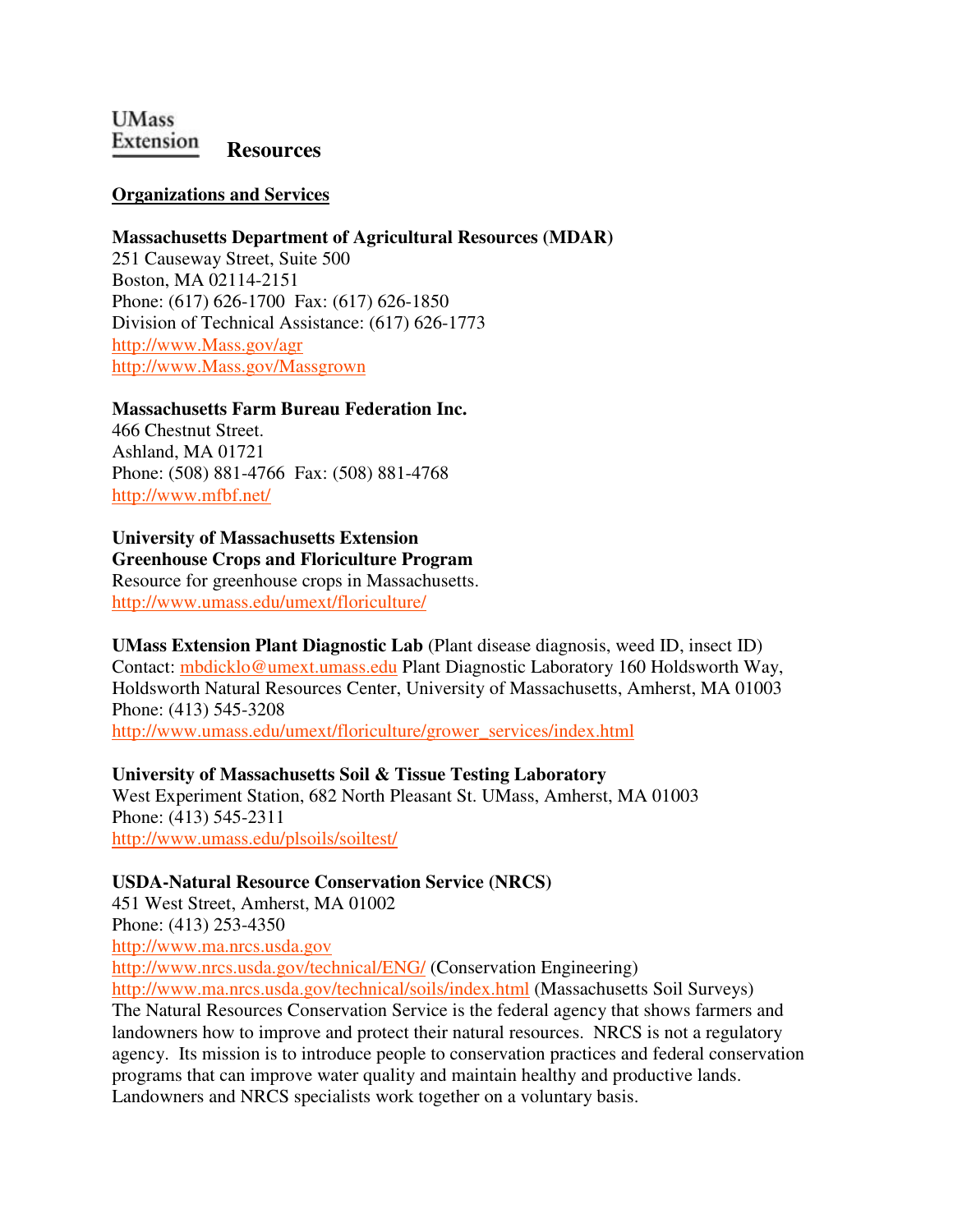UMass Extension

# Resources

## Organizations and Services

**Massachusetts Department of Agricultural Resources (MDAR)**
251 Causeway Street, Suite 500
Boston, MA 02114-2151
Phone: (617) 626-1700 Fax: (617) 626-1850
Division of Technical Assistance: (617) 626-1773
http://www.Mass.gov/agr
http://www.Mass.gov/Massgrown

**Massachusetts Farm Bureau Federation Inc.**
466 Chestnut Street.
Ashland, MA 01721
Phone: (508) 881-4766 Fax: (508) 881-4768
http://www.mfbf.net/

**University of Massachusetts Extension**
**Greenhouse Crops and Floriculture Program**
Resource for greenhouse crops in Massachusetts.
http://www.umass.edu/umext/floriculture/

**UMass Extension Plant Diagnostic Lab** (Plant disease diagnosis, weed ID, insect ID)
Contact: mbdicklo@umext.umass.edu Plant Diagnostic Laboratory 160 Holdsworth Way, Holdsworth Natural Resources Center, University of Massachusetts, Amherst, MA 01003
Phone: (413) 545-3208
http://www.umass.edu/umext/floriculture/grower_services/index.html

**University of Massachusetts Soil & Tissue Testing Laboratory**
West Experiment Station, 682 North Pleasant St. UMass, Amherst, MA 01003
Phone: (413) 545-2311
http://www.umass.edu/plsoils/soiltest/

**USDA-Natural Resource Conservation Service (NRCS)**
451 West Street, Amherst, MA 01002
Phone: (413) 253-4350
http://www.ma.nrcs.usda.gov
http://www.nrcs.usda.gov/technical/ENG/ (Conservation Engineering)
http://www.ma.nrcs.usda.gov/technical/soils/index.html (Massachusetts Soil Surveys)
The Natural Resources Conservation Service is the federal agency that shows farmers and landowners how to improve and protect their natural resources. NRCS is not a regulatory agency. Its mission is to introduce people to conservation practices and federal conservation programs that can improve water quality and maintain healthy and productive lands. Landowners and NRCS specialists work together on a voluntary basis.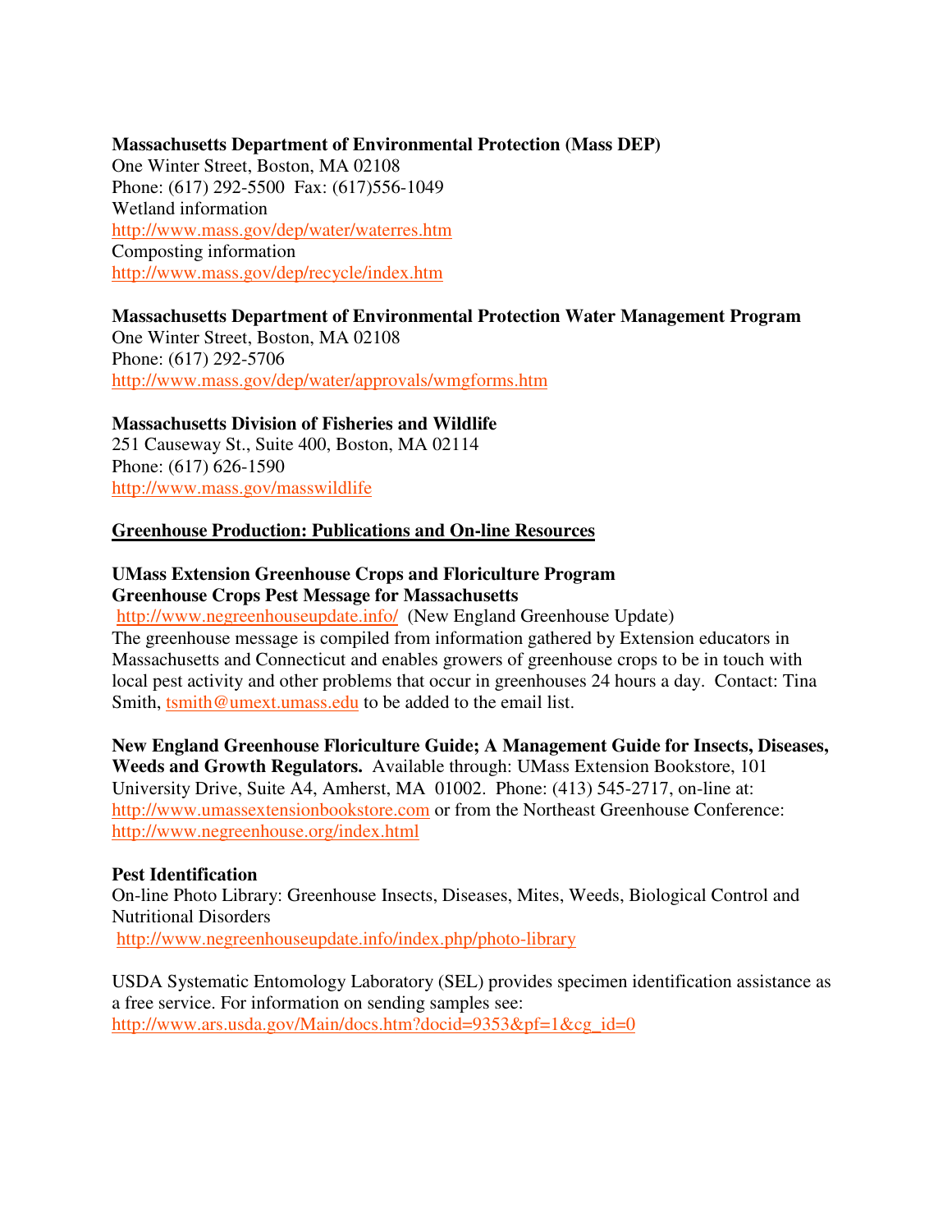**Massachusetts Department of Environmental Protection (Mass DEP)**
One Winter Street, Boston, MA 02108
Phone: (617) 292-5500 Fax: (617)556-1049
Wetland information
http://www.mass.gov/dep/water/waterres.htm
Composting information
http://www.mass.gov/dep/recycle/index.htm

**Massachusetts Department of Environmental Protection Water Management Program**
One Winter Street, Boston, MA 02108
Phone: (617) 292-5706
http://www.mass.gov/dep/water/approvals/wmgforms.htm

**Massachusetts Division of Fisheries and Wildlife**
251 Causeway St., Suite 400, Boston, MA 02114
Phone: (617) 626-1590
http://www.mass.gov/masswildlife

## Greenhouse Production: Publications and On-line Resources

**UMass Extension Greenhouse Crops and Floriculture Program**
**Greenhouse Crops Pest Message for Massachusetts**
http://www.negreenhouseupdate.info/ (New England Greenhouse Update)
The greenhouse message is compiled from information gathered by Extension educators in Massachusetts and Connecticut and enables growers of greenhouse crops to be in touch with local pest activity and other problems that occur in greenhouses 24 hours a day. Contact: Tina Smith, tsmith@umext.umass.edu to be added to the email list.

**New England Greenhouse Floriculture Guide; A Management Guide for Insects, Diseases, Weeds and Growth Regulators.** Available through: UMass Extension Bookstore, 101 University Drive, Suite A4, Amherst, MA 01002. Phone: (413) 545-2717, on-line at: http://www.umassextensionbookstore.com or from the Northeast Greenhouse Conference: http://www.negreenhouse.org/index.html

**Pest Identification**
On-line Photo Library: Greenhouse Insects, Diseases, Mites, Weeds, Biological Control and Nutritional Disorders
http://www.negreenhouseupdate.info/index.php/photo-library

USDA Systematic Entomology Laboratory (SEL) provides specimen identification assistance as a free service. For information on sending samples see:
http://www.ars.usda.gov/Main/docs.htm?docid=9353&pf=1&cg_id=0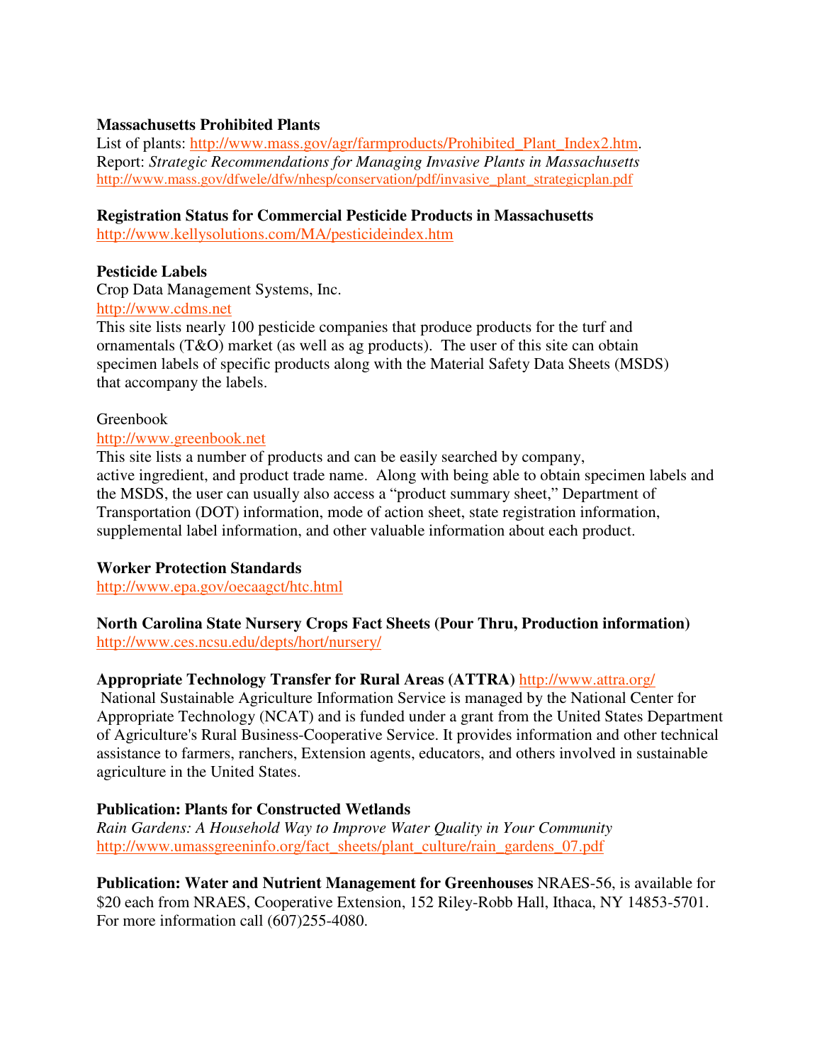**Massachusetts Prohibited Plants**

List of plants: http://www.mass.gov/agr/farmproducts/Prohibited_Plant_Index2.htm.
Report: *Strategic Recommendations for Managing Invasive Plants in Massachusetts*
http://www.mass.gov/dfwele/dfw/nhesp/conservation/pdf/invasive_plant_strategicplan.pdf

**Registration Status for Commercial Pesticide Products in Massachusetts**
http://www.kellysolutions.com/MA/pesticideindex.htm

**Pesticide Labels**

Crop Data Management Systems, Inc.
http://www.cdms.net
This site lists nearly 100 pesticide companies that produce products for the turf and ornamentals (T&O) market (as well as ag products). The user of this site can obtain specimen labels of specific products along with the Material Safety Data Sheets (MSDS) that accompany the labels.

Greenbook
http://www.greenbook.net
This site lists a number of products and can be easily searched by company, active ingredient, and product trade name. Along with being able to obtain specimen labels and the MSDS, the user can usually also access a "product summary sheet," Department of Transportation (DOT) information, mode of action sheet, state registration information, supplemental label information, and other valuable information about each product.

**Worker Protection Standards**
http://www.epa.gov/oecaagct/htc.html

**North Carolina State Nursery Crops Fact Sheets (Pour Thru, Production information)**
http://www.ces.ncsu.edu/depts/hort/nursery/

**Appropriate Technology Transfer for Rural Areas (ATTRA)** http://www.attra.org/
National Sustainable Agriculture Information Service is managed by the National Center for Appropriate Technology (NCAT) and is funded under a grant from the United States Department of Agriculture's Rural Business-Cooperative Service. It provides information and other technical assistance to farmers, ranchers, Extension agents, educators, and others involved in sustainable agriculture in the United States.

**Publication: Plants for Constructed Wetlands**
*Rain Gardens: A Household Way to Improve Water Quality in Your Community*
http://www.umassgreeninfo.org/fact_sheets/plant_culture/rain_gardens_07.pdf

**Publication: Water and Nutrient Management for Greenhouses** NRAES-56, is available for $20 each from NRAES, Cooperative Extension, 152 Riley-Robb Hall, Ithaca, NY 14853-5701. For more information call (607)255-4080.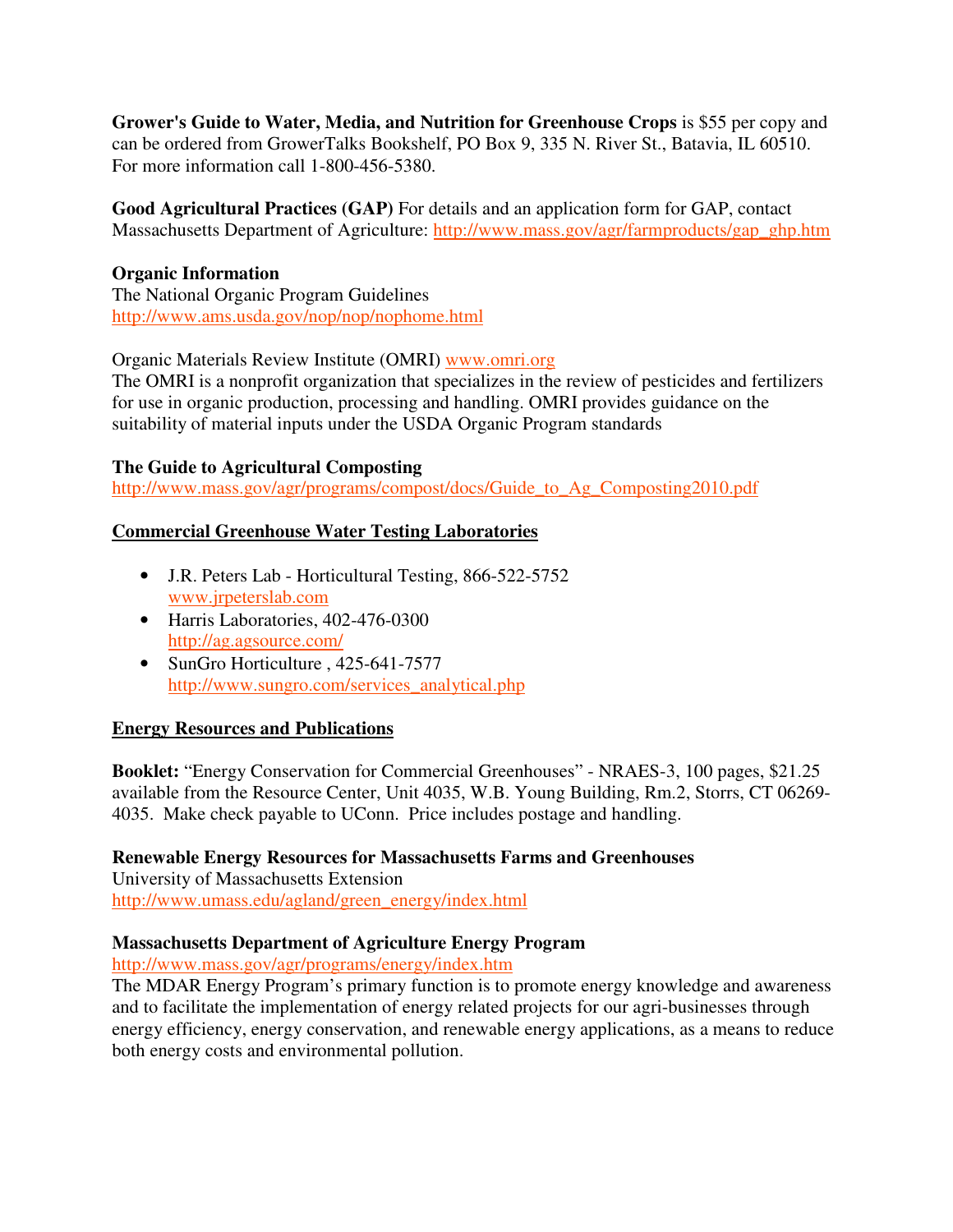**Grower's Guide to Water, Media, and Nutrition for Greenhouse Crops** is $55 per copy and can be ordered from GrowerTalks Bookshelf, PO Box 9, 335 N. River St., Batavia, IL 60510. For more information call 1-800-456-5380.

**Good Agricultural Practices (GAP)** For details and an application form for GAP, contact Massachusetts Department of Agriculture: http://www.mass.gov/agr/farmproducts/gap_ghp.htm

**Organic Information**
The National Organic Program Guidelines
http://www.ams.usda.gov/nop/nop/nophome.html

Organic Materials Review Institute (OMRI) www.omri.org
The OMRI is a nonprofit organization that specializes in the review of pesticides and fertilizers for use in organic production, processing and handling. OMRI provides guidance on the suitability of material inputs under the USDA Organic Program standards

**The Guide to Agricultural Composting**
http://www.mass.gov/agr/programs/compost/docs/Guide_to_Ag_Composting2010.pdf

## Commercial Greenhouse Water Testing Laboratories

- J.R. Peters Lab - Horticultural Testing, 866-522-5752
  www.jrpeterslab.com
- Harris Laboratories, 402-476-0300
  http://ag.agsource.com/
- SunGro Horticulture , 425-641-7577
  http://www.sungro.com/services_analytical.php

## Energy Resources and Publications

**Booklet:** "Energy Conservation for Commercial Greenhouses" - NRAES-3, 100 pages, $21.25 available from the Resource Center, Unit 4035, W.B. Young Building, Rm.2, Storrs, CT 06269-4035. Make check payable to UConn. Price includes postage and handling.

**Renewable Energy Resources for Massachusetts Farms and Greenhouses**
University of Massachusetts Extension
http://www.umass.edu/agland/green_energy/index.html

**Massachusetts Department of Agriculture Energy Program**
http://www.mass.gov/agr/programs/energy/index.htm
The MDAR Energy Program's primary function is to promote energy knowledge and awareness and to facilitate the implementation of energy related projects for our agri-businesses through energy efficiency, energy conservation, and renewable energy applications, as a means to reduce both energy costs and environmental pollution.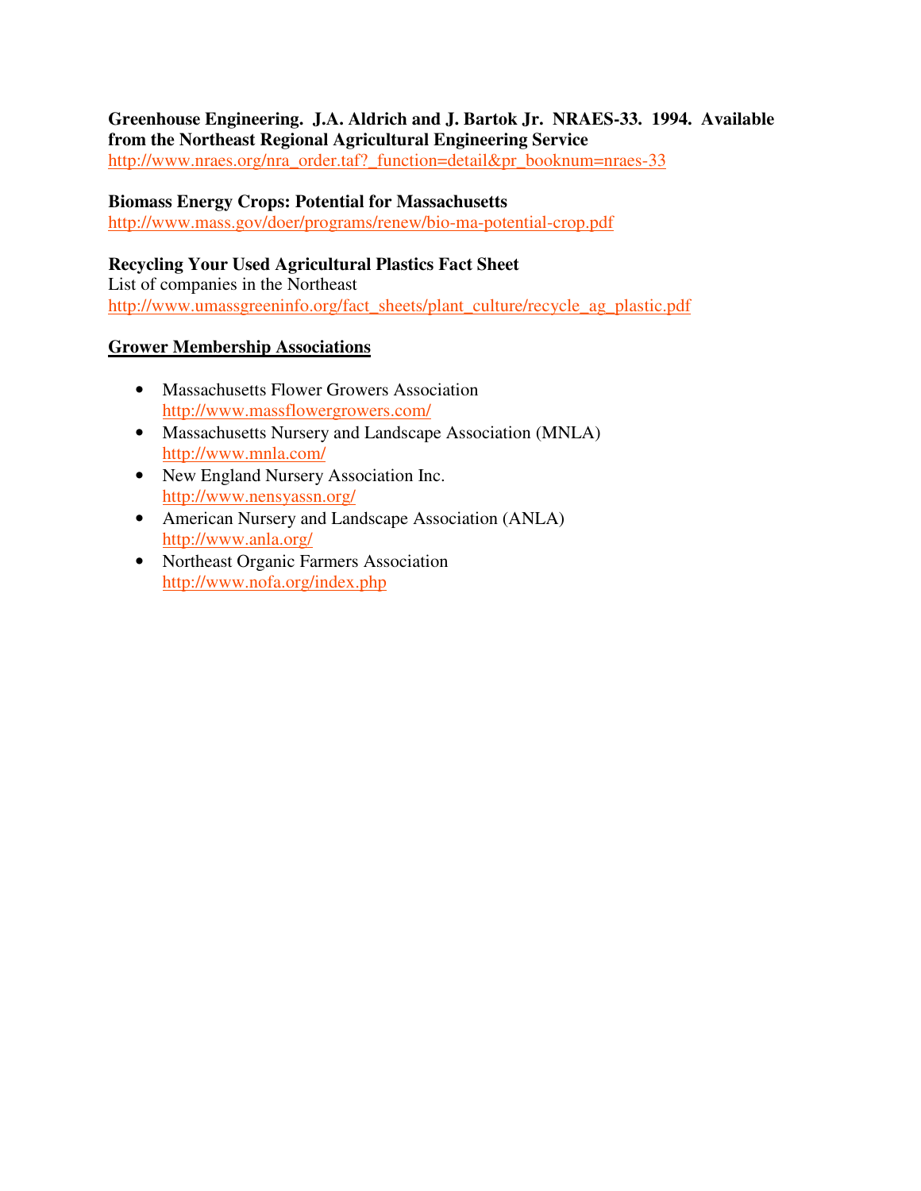**Greenhouse Engineering. J.A. Aldrich and J. Bartok Jr. NRAES-33. 1994. Available from the Northeast Regional Agricultural Engineering Service**
http://www.nraes.org/nra_order.taf?_function=detail&pr_booknum=nraes-33

**Biomass Energy Crops: Potential for Massachusetts**
http://www.mass.gov/doer/programs/renew/bio-ma-potential-crop.pdf

**Recycling Your Used Agricultural Plastics Fact Sheet**
List of companies in the Northeast
http://www.umassgreeninfo.org/fact_sheets/plant_culture/recycle_ag_plastic.pdf

## Grower Membership Associations

- Massachusetts Flower Growers Association
  http://www.massflowergrowers.com/
- Massachusetts Nursery and Landscape Association (MNLA)
  http://www.mnla.com/
- New England Nursery Association Inc.
  http://www.nensyassn.org/
- American Nursery and Landscape Association (ANLA)
  http://www.anla.org/
- Northeast Organic Farmers Association
  http://www.nofa.org/index.php